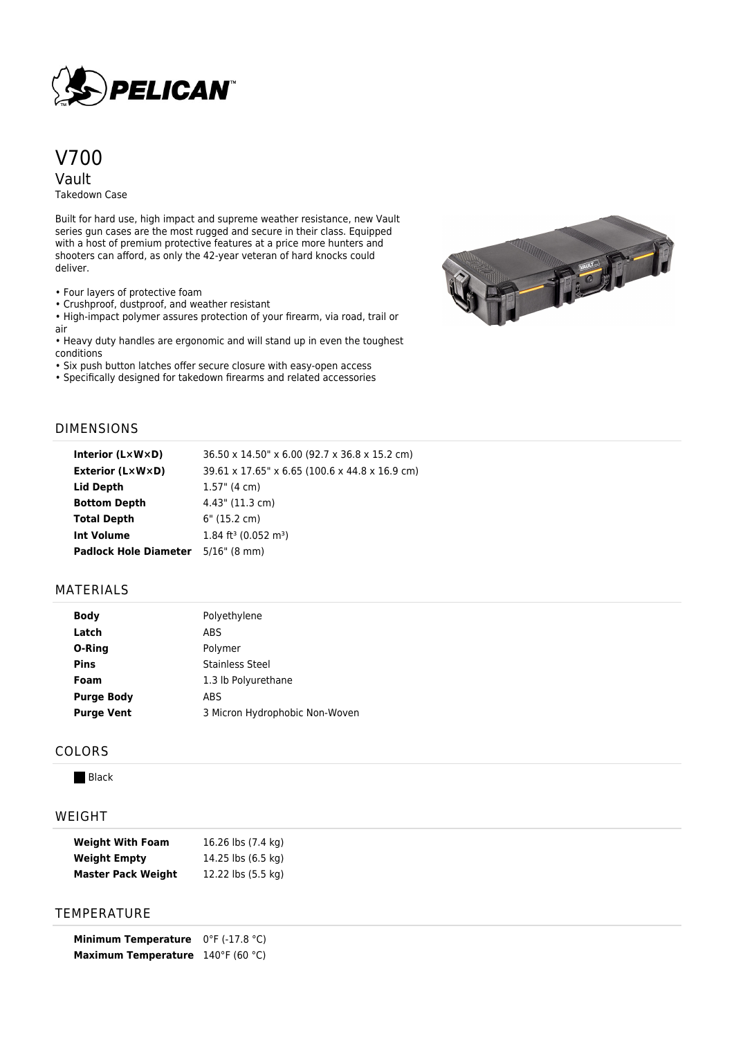# V700

## Vault

Takedown Case

Built for hard use, high impact and supreme weather resistance, new Vault series gun cases are the most rugged and secure in their class. Equipped with a host of premium protective features at a price more hunters and shooters can afford, as only the 42-year veteran of hard knocks could deliver.

- Four layers of protective foam
- Crushproof, dustproof, and weather resistant
- High-impact polymer assures protection of your firearm, via road, trail or air
- Heavy duty handles are ergonomic and will stand up in even the toughest conditions
- Six push button latches offer secure closure with easy-open access
- Specifically designed for takedown firearms and related accessories

## DIMENSIONS

| | |
|---|---|
| **Interior (L×W×D)** | 36.50 x 14.50" x 6.00 (92.7 x 36.8 x 15.2 cm) |
| **Exterior (L×W×D)** | 39.61 x 17.65" x 6.65 (100.6 x 44.8 x 16.9 cm) |
| **Lid Depth** | 1.57" (4 cm) |
| **Bottom Depth** | 4.43" (11.3 cm) |
| **Total Depth** | 6" (15.2 cm) |
| **Int Volume** | 1.84 $ft^3$ (0.052 $m^3$) |
| **Padlock Hole Diameter** | 5/16" (8 mm) |

## MATERIALS

| | |
|---|---|
| **Body** | Polyethylene |
| **Latch** | ABS |
| **O-Ring** | Polymer |
| **Pins** | Stainless Steel |
| **Foam** | 1.3 lb Polyurethane |
| **Purge Body** | ABS |
| **Purge Vent** | 3 Micron Hydrophobic Non-Woven |

## COLORS

Black

## WEIGHT

| | |
|---|---|
| **Weight With Foam** | 16.26 lbs (7.4 kg) |
| **Weight Empty** | 14.25 lbs (6.5 kg) |
| **Master Pack Weight** | 12.22 lbs (5.5 kg) |

## TEMPERATURE

| | |
|---|---|
| **Minimum Temperature** | 0°F (-17.8 °C) |
| **Maximum Temperature** | 140°F (60 °C) |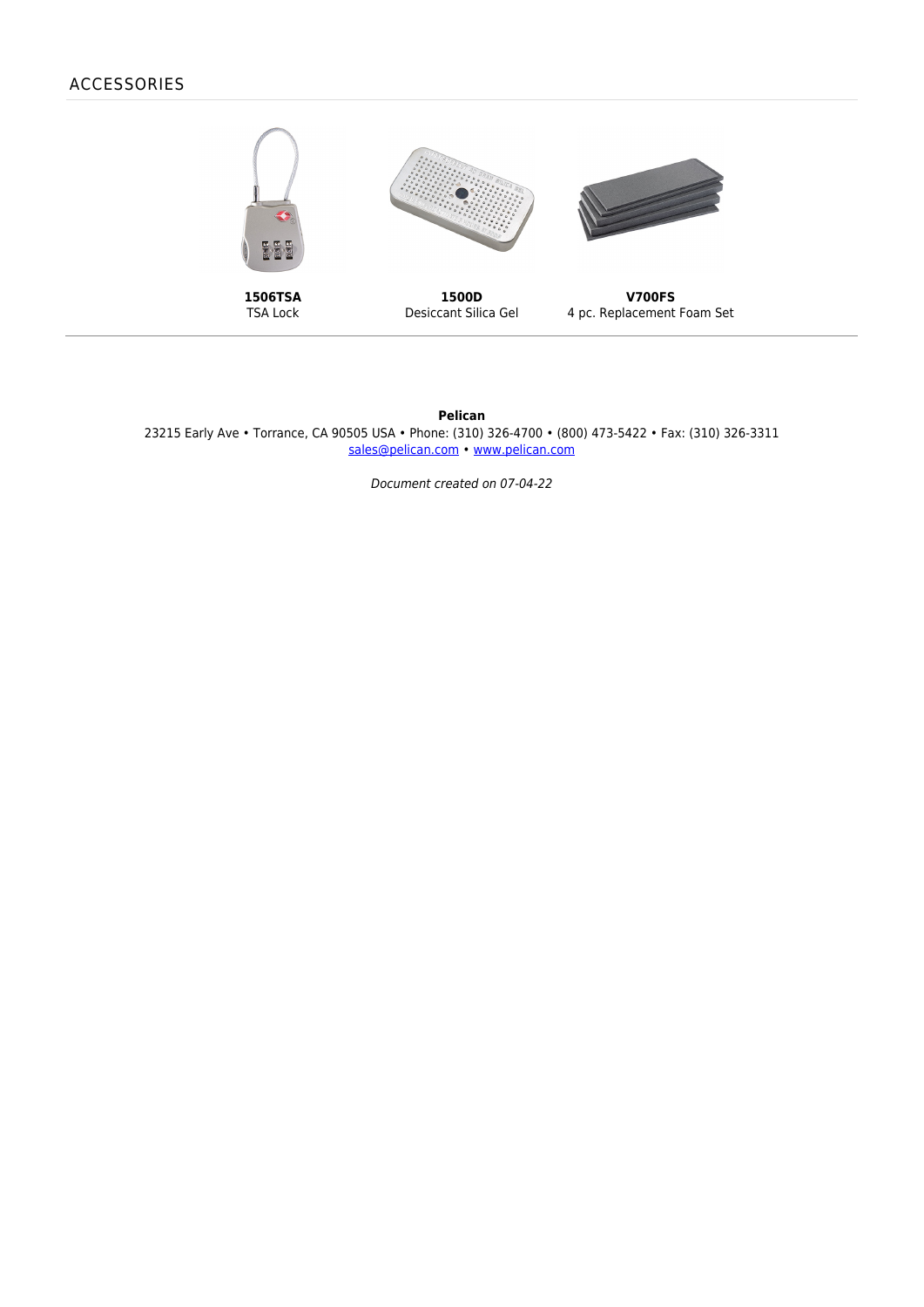## ACCESSORIES

**1506TSA**
TSA Lock

**1500D**
Desiccant Silica Gel

**V700FS**
4 pc. Replacement Foam Set

**Pelican**
23215 Early Ave • Torrance, CA 90505 USA • Phone: (310) 326-4700 • (800) 473-5422 • Fax: (310) 326-3311
sales@pelican.com • www.pelican.com

*Document created on 07-04-22*